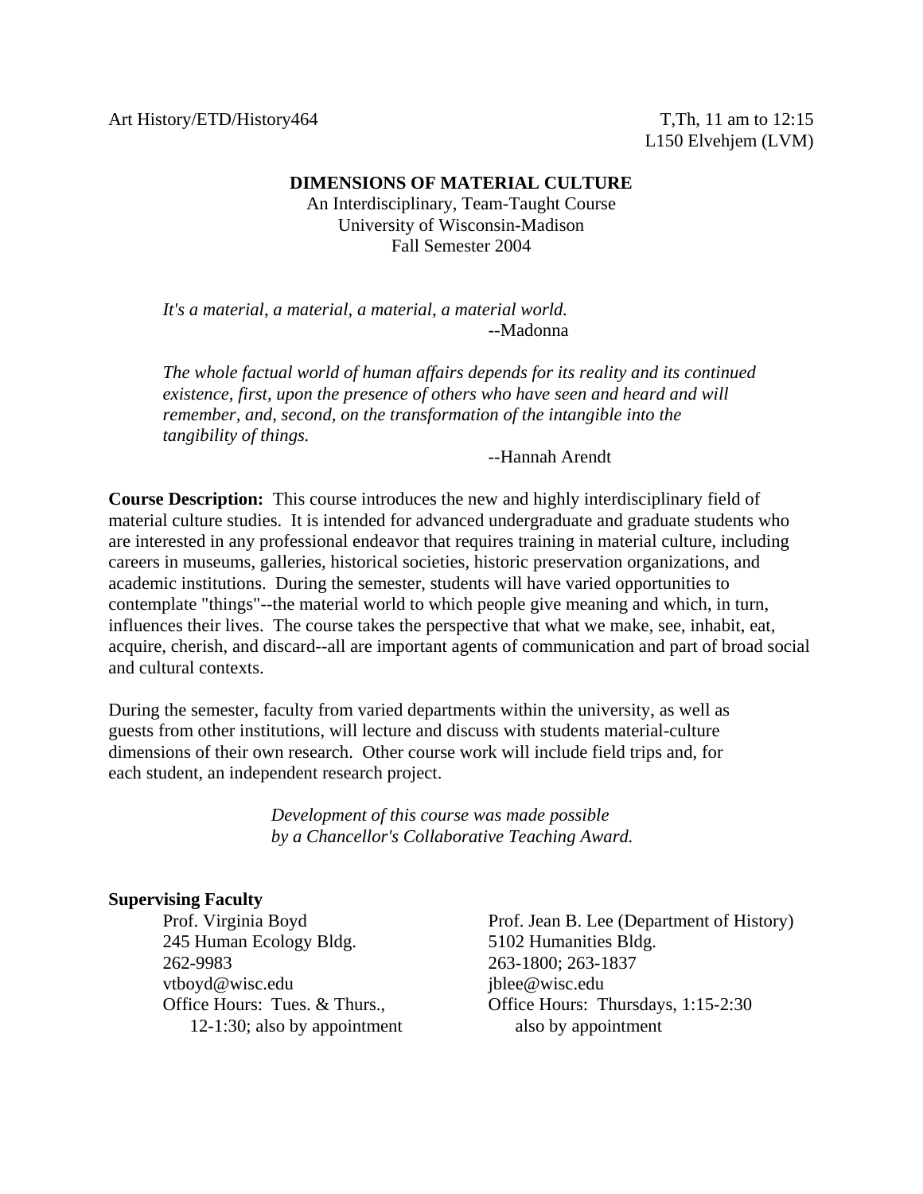Art History/ETD/History464

T,Th, 11 am to 12:15
L150 Elvehjem (LVM)

# DIMENSIONS OF MATERIAL CULTURE

An Interdisciplinary, Team-Taught Course
University of Wisconsin-Madison
Fall Semester 2004

> *It's a material, a material, a material, a material world.*
>
> --Madonna

> *The whole factual world of human affairs depends for its reality and its continued existence, first, upon the presence of others who have seen and heard and will remember, and, second, on the transformation of the intangible into the tangibility of things.*
>
> --Hannah Arendt

**Course Description:** This course introduces the new and highly interdisciplinary field of material culture studies. It is intended for advanced undergraduate and graduate students who are interested in any professional endeavor that requires training in material culture, including careers in museums, galleries, historical societies, historic preservation organizations, and academic institutions. During the semester, students will have varied opportunities to contemplate "things"--the material world to which people give meaning and which, in turn, influences their lives. The course takes the perspective that what we make, see, inhabit, eat, acquire, cherish, and discard--all are important agents of communication and part of broad social and cultural contexts.

During the semester, faculty from varied departments within the university, as well as guests from other institutions, will lecture and discuss with students material-culture dimensions of their own research. Other course work will include field trips and, for each student, an independent research project.

*Development of this course was made possible by a Chancellor's Collaborative Teaching Award.*

**Supervising Faculty**

Prof. Virginia Boyd
245 Human Ecology Bldg.
262-9983
vtboyd@wisc.edu
Office Hours: Tues. & Thurs., 12-1:30; also by appointment

Prof. Jean B. Lee (Department of History)
5102 Humanities Bldg.
263-1800; 263-1837
jblee@wisc.edu
Office Hours: Thursdays, 1:15-2:30 also by appointment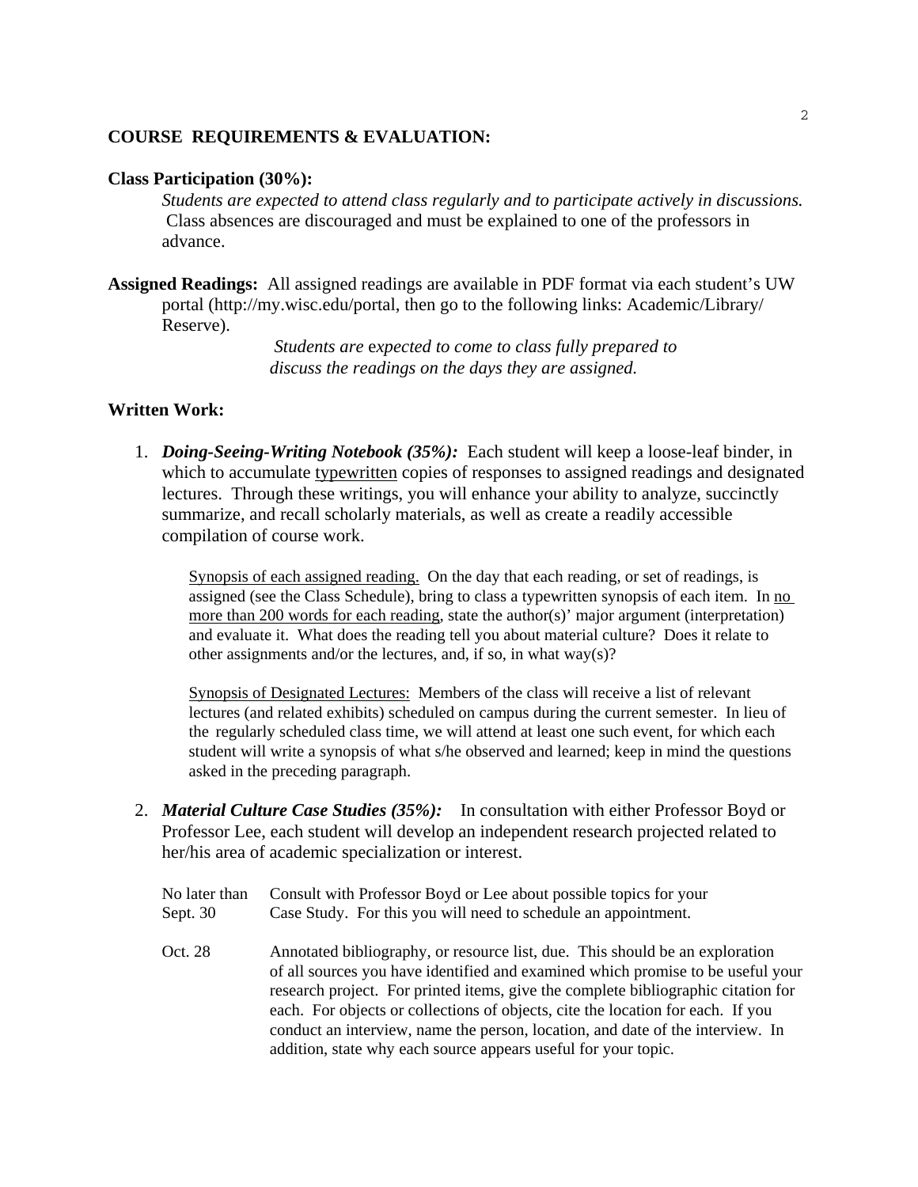**COURSE REQUIREMENTS & EVALUATION:**

**Class Participation (30%):**

*Students are expected to attend class regularly and to participate actively in discussions.* Class absences are discouraged and must be explained to one of the professors in advance.

**Assigned Readings:** All assigned readings are available in PDF format via each student's UW portal (http://my.wisc.edu/portal, then go to the following links: Academic/Library/Reserve).

*Students are expected to come to class fully prepared to discuss the readings on the days they are assigned.*

**Written Work:**

1. ***Doing-Seeing-Writing Notebook (35%):*** Each student will keep a loose-leaf binder, in which to accumulate typewritten copies of responses to assigned readings and designated lectures. Through these writings, you will enhance your ability to analyze, succinctly summarize, and recall scholarly materials, as well as create a readily accessible compilation of course work.

   Synopsis of each assigned reading. On the day that each reading, or set of readings, is assigned (see the Class Schedule), bring to class a typewritten synopsis of each item. In no more than 200 words for each reading, state the author(s)' major argument (interpretation) and evaluate it. What does the reading tell you about material culture? Does it relate to other assignments and/or the lectures, and, if so, in what way(s)?

   Synopsis of Designated Lectures: Members of the class will receive a list of relevant lectures (and related exhibits) scheduled on campus during the current semester. In lieu of the regularly scheduled class time, we will attend at least one such event, for which each student will write a synopsis of what s/he observed and learned; keep in mind the questions asked in the preceding paragraph.

2. ***Material Culture Case Studies (35%):*** In consultation with either Professor Boyd or Professor Lee, each student will develop an independent research projected related to her/his area of academic specialization or interest.

   No later than Sept. 30 — Consult with Professor Boyd or Lee about possible topics for your Case Study. For this you will need to schedule an appointment.

   Oct. 28 — Annotated bibliography, or resource list, due. This should be an exploration of all sources you have identified and examined which promise to be useful your research project. For printed items, give the complete bibliographic citation for each. For objects or collections of objects, cite the location for each. If you conduct an interview, name the person, location, and date of the interview. In addition, state why each source appears useful for your topic.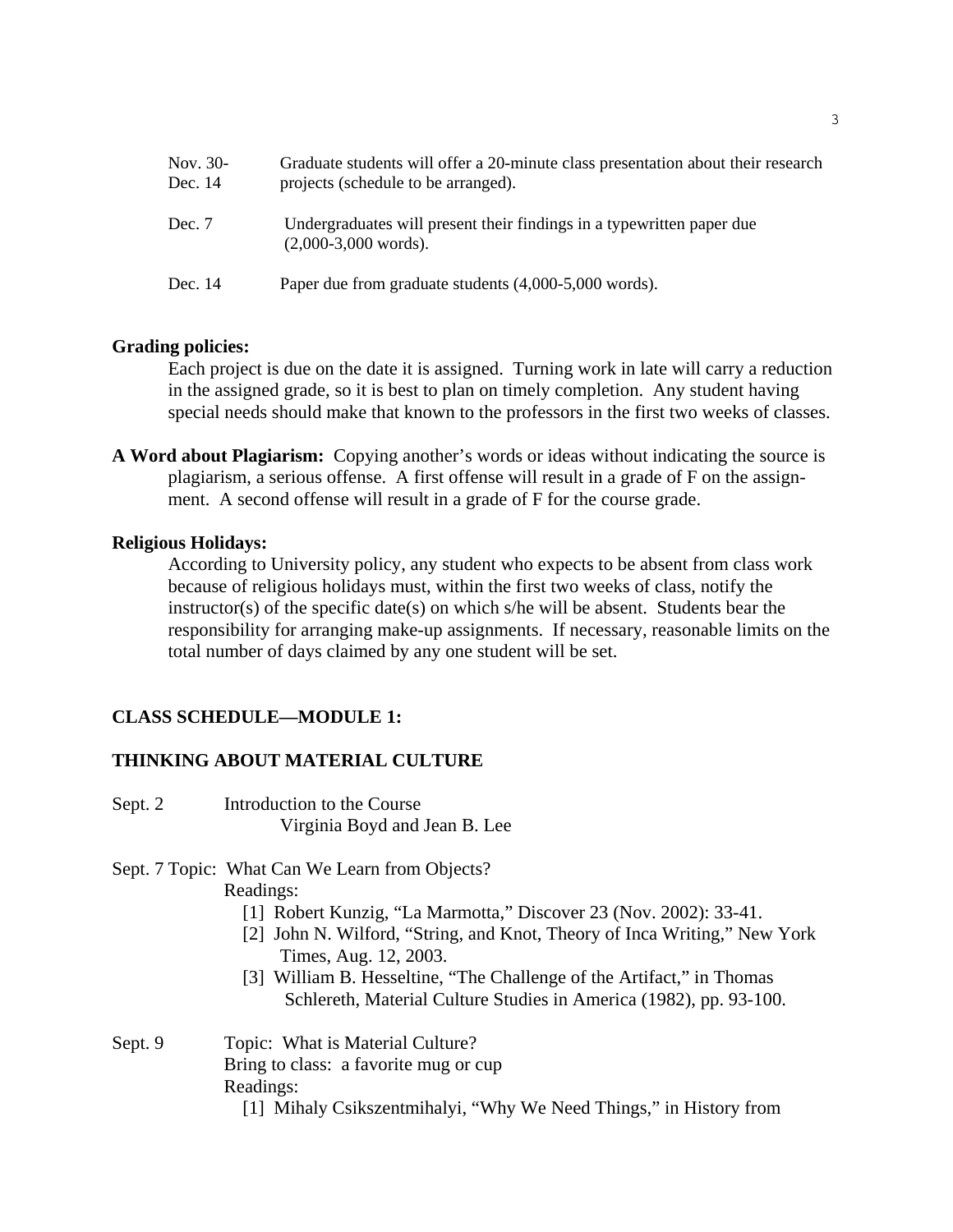Nov. 30-Dec. 14 — Graduate students will offer a 20-minute class presentation about their research projects (schedule to be arranged).

Dec. 7 — Undergraduates will present their findings in a typewritten paper due (2,000-3,000 words).

Dec. 14 — Paper due from graduate students (4,000-5,000 words).

**Grading policies:**

Each project is due on the date it is assigned. Turning work in late will carry a reduction in the assigned grade, so it is best to plan on timely completion. Any student having special needs should make that known to the professors in the first two weeks of classes.

**A Word about Plagiarism:** Copying another's words or ideas without indicating the source is plagiarism, a serious offense. A first offense will result in a grade of F on the assignment. A second offense will result in a grade of F for the course grade.

**Religious Holidays:**

According to University policy, any student who expects to be absent from class work because of religious holidays must, within the first two weeks of class, notify the instructor(s) of the specific date(s) on which s/he will be absent. Students bear the responsibility for arranging make-up assignments. If necessary, reasonable limits on the total number of days claimed by any one student will be set.

## CLASS SCHEDULE—MODULE 1:

## THINKING ABOUT MATERIAL CULTURE

Sept. 2 — Introduction to the Course
Virginia Boyd and Jean B. Lee

Sept. 7 Topic: What Can We Learn from Objects?
Readings:
- [1] Robert Kunzig, "La Marmotta," Discover 23 (Nov. 2002): 33-41.
- [2] John N. Wilford, "String, and Knot, Theory of Inca Writing," New York Times, Aug. 12, 2003.
- [3] William B. Hesseltine, "The Challenge of the Artifact," in Thomas Schlereth, Material Culture Studies in America (1982), pp. 93-100.

Sept. 9 — Topic: What is Material Culture?
Bring to class: a favorite mug or cup
Readings:
- [1] Mihaly Csikszentmihalyi, "Why We Need Things," in History from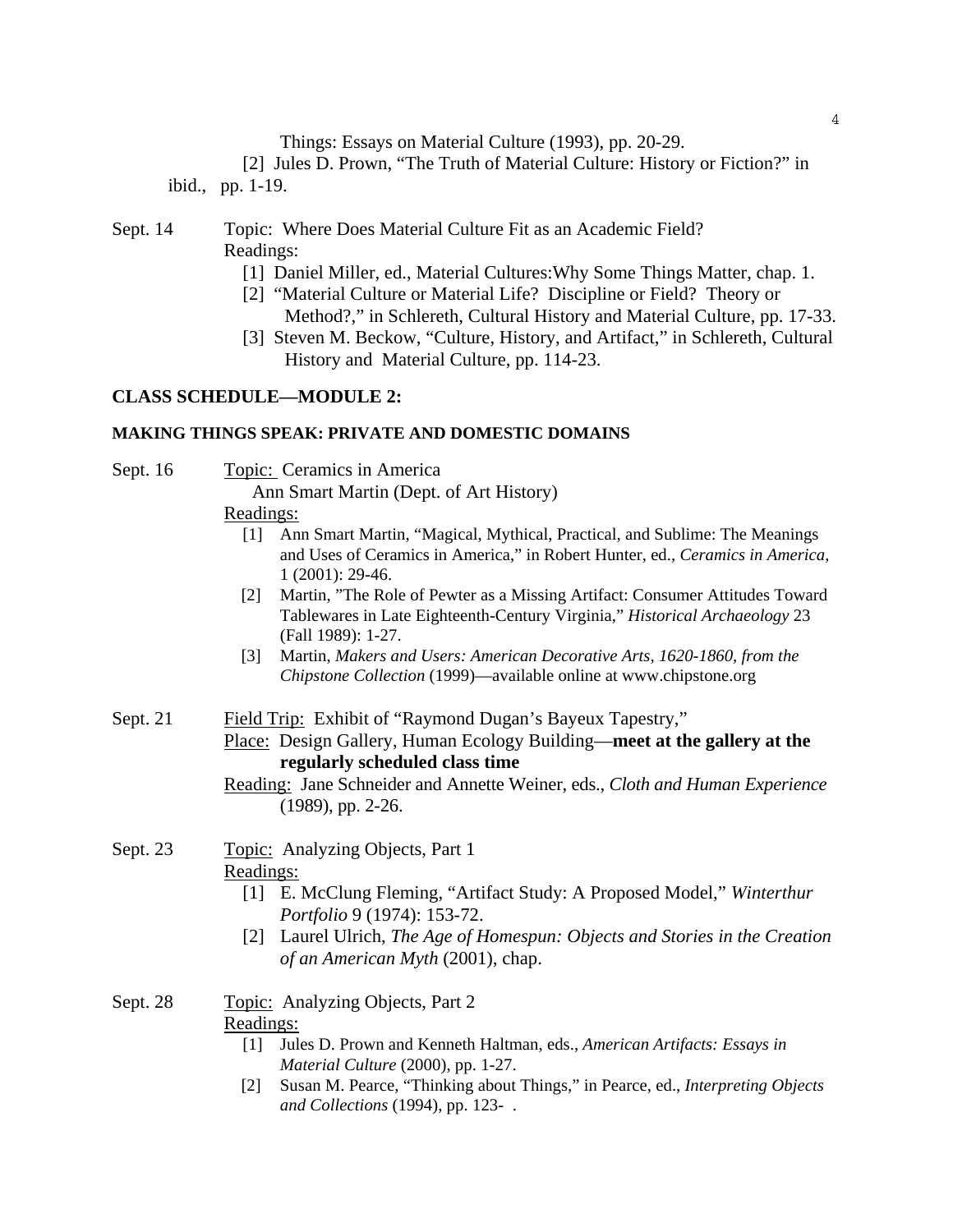Things: Essays on Material Culture (1993), pp. 20-29.

[2] Jules D. Prown, "The Truth of Material Culture: History or Fiction?" in ibid., pp. 1-19.

Sept. 14 Topic: Where Does Material Culture Fit as an Academic Field?
Readings:
[1] Daniel Miller, ed., Material Cultures:Why Some Things Matter, chap. 1.
[2] "Material Culture or Material Life? Discipline or Field? Theory or Method?," in Schlereth, Cultural History and Material Culture, pp. 17-33.
[3] Steven M. Beckow, "Culture, History, and Artifact," in Schlereth, Cultural History and Material Culture, pp. 114-23.

## CLASS SCHEDULE—MODULE 2:

### MAKING THINGS SPEAK: PRIVATE AND DOMESTIC DOMAINS

Sept. 16 Topic: Ceramics in America
Ann Smart Martin (Dept. of Art History)
Readings:
[1] Ann Smart Martin, "Magical, Mythical, Practical, and Sublime: The Meanings and Uses of Ceramics in America," in Robert Hunter, ed., *Ceramics in America*, 1 (2001): 29-46.
[2] Martin, "The Role of Pewter as a Missing Artifact: Consumer Attitudes Toward Tablewares in Late Eighteenth-Century Virginia," *Historical Archaeology* 23 (Fall 1989): 1-27.
[3] Martin, *Makers and Users: American Decorative Arts, 1620-1860, from the Chipstone Collection* (1999)—available online at www.chipstone.org

Sept. 21 Field Trip: Exhibit of "Raymond Dugan's Bayeux Tapestry,"
Place: Design Gallery, Human Ecology Building—**meet at the gallery at the regularly scheduled class time**
Reading: Jane Schneider and Annette Weiner, eds., *Cloth and Human Experience* (1989), pp. 2-26.

Sept. 23 Topic: Analyzing Objects, Part 1
Readings:
[1] E. McClung Fleming, "Artifact Study: A Proposed Model," *Winterthur Portfolio* 9 (1974): 153-72.
[2] Laurel Ulrich, *The Age of Homespun: Objects and Stories in the Creation of an American Myth* (2001), chap.

Sept. 28 Topic: Analyzing Objects, Part 2
Readings:
[1] Jules D. Prown and Kenneth Haltman, eds., *American Artifacts: Essays in Material Culture* (2000), pp. 1-27.
[2] Susan M. Pearce, "Thinking about Things," in Pearce, ed., *Interpreting Objects and Collections* (1994), pp. 123- .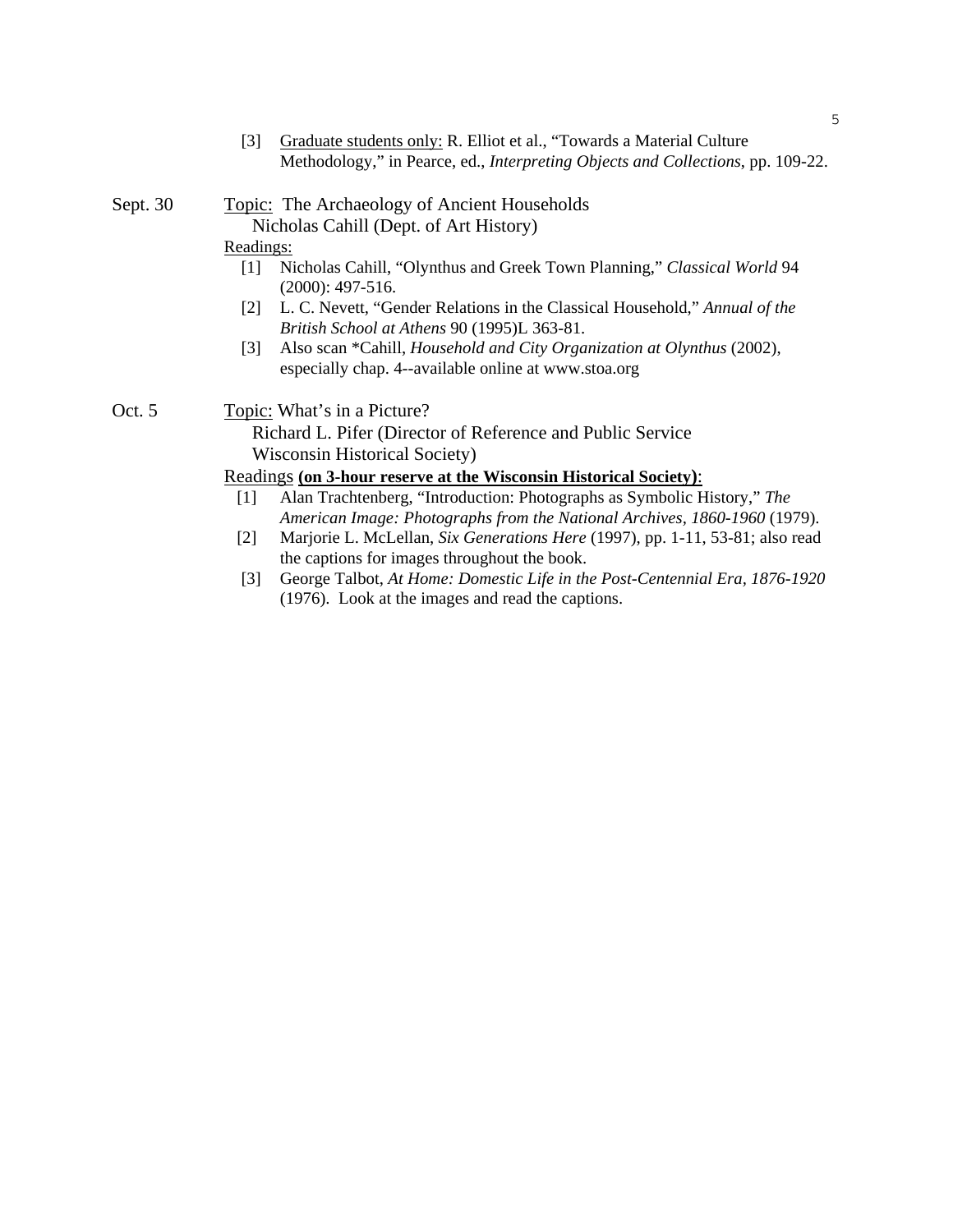[3] <u>Graduate students only:</u> R. Elliot et al., "Towards a Material Culture Methodology," in Pearce, ed., *Interpreting Objects and Collections*, pp. 109-22.

Sept. 30 <u>Topic:</u> The Archaeology of Ancient Households
Nicholas Cahill (Dept. of Art History)

<u>Readings:</u>

[1] Nicholas Cahill, "Olynthus and Greek Town Planning," *Classical World* 94 (2000): 497-516.

[2] L. C. Nevett, "Gender Relations in the Classical Household," *Annual of the British School at Athens* 90 (1995)L 363-81.

[3] Also scan *Cahill, *Household and City Organization at Olynthus* (2002), especially chap. 4--available online at www.stoa.org

Oct. 5 <u>Topic:</u> What's in a Picture?
Richard L. Pifer (Director of Reference and Public Service Wisconsin Historical Society)

<u>Readings</u> **<u>(on 3-hour reserve at the Wisconsin Historical Society)</u>**:

[1] Alan Trachtenberg, "Introduction: Photographs as Symbolic History," *The American Image: Photographs from the National Archives, 1860-1960* (1979).

[2] Marjorie L. McLellan, *Six Generations Here* (1997), pp. 1-11, 53-81; also read the captions for images throughout the book.

[3] George Talbot, *At Home: Domestic Life in the Post-Centennial Era, 1876-1920* (1976). Look at the images and read the captions.